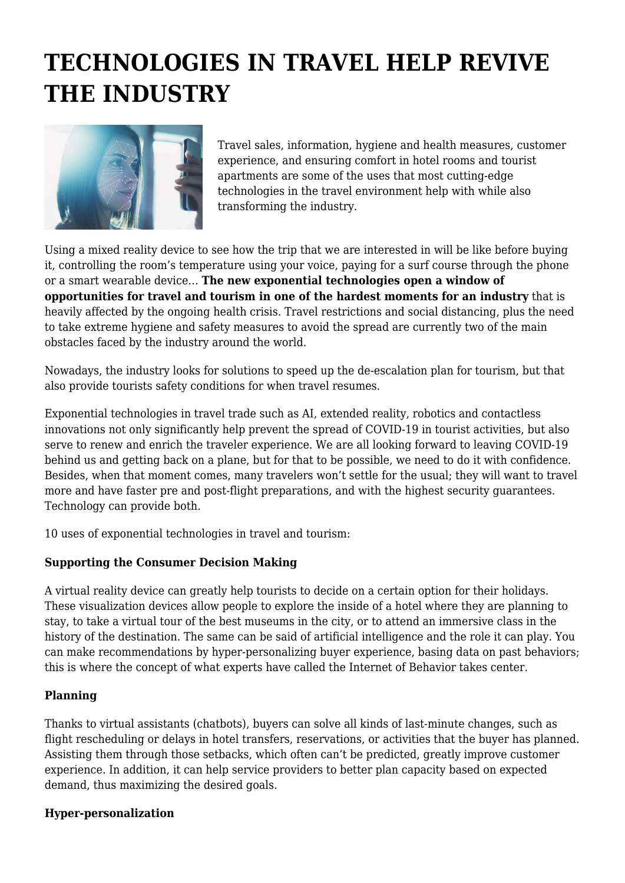# TECHNOLOGIES IN TRAVEL HELP REVIVE THE INDUSTRY

Travel sales, information, hygiene and health measures, customer experience, and ensuring comfort in hotel rooms and tourist apartments are some of the uses that most cutting-edge technologies in the travel environment help with while also transforming the industry.

Using a mixed reality device to see how the trip that we are interested in will be like before buying it, controlling the room's temperature using your voice, paying for a surf course through the phone or a smart wearable device… **The new exponential technologies open a window of opportunities for travel and tourism in one of the hardest moments for an industry** that is heavily affected by the ongoing health crisis. Travel restrictions and social distancing, plus the need to take extreme hygiene and safety measures to avoid the spread are currently two of the main obstacles faced by the industry around the world.

Nowadays, the industry looks for solutions to speed up the de-escalation plan for tourism, but that also provide tourists safety conditions for when travel resumes.

Exponential technologies in travel trade such as AI, extended reality, robotics and contactless innovations not only significantly help prevent the spread of COVID-19 in tourist activities, but also serve to renew and enrich the traveler experience. We are all looking forward to leaving COVID-19 behind us and getting back on a plane, but for that to be possible, we need to do it with confidence. Besides, when that moment comes, many travelers won't settle for the usual; they will want to travel more and have faster pre and post-flight preparations, and with the highest security guarantees. Technology can provide both.

10 uses of exponential technologies in travel and tourism:

**Supporting the Consumer Decision Making**

A virtual reality device can greatly help tourists to decide on a certain option for their holidays. These visualization devices allow people to explore the inside of a hotel where they are planning to stay, to take a virtual tour of the best museums in the city, or to attend an immersive class in the history of the destination. The same can be said of artificial intelligence and the role it can play. You can make recommendations by hyper-personalizing buyer experience, basing data on past behaviors; this is where the concept of what experts have called the Internet of Behavior takes center.

**Planning**

Thanks to virtual assistants (chatbots), buyers can solve all kinds of last-minute changes, such as flight rescheduling or delays in hotel transfers, reservations, or activities that the buyer has planned. Assisting them through those setbacks, which often can't be predicted, greatly improve customer experience. In addition, it can help service providers to better plan capacity based on expected demand, thus maximizing the desired goals.

**Hyper-personalization**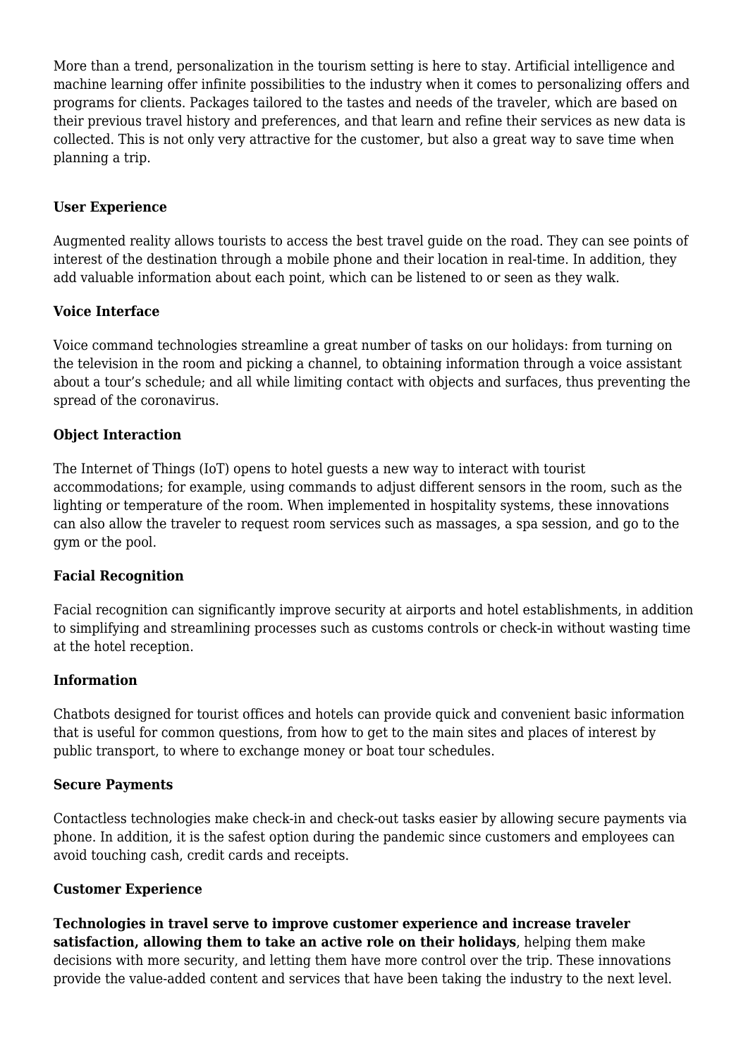More than a trend, personalization in the tourism setting is here to stay. Artificial intelligence and machine learning offer infinite possibilities to the industry when it comes to personalizing offers and programs for clients. Packages tailored to the tastes and needs of the traveler, which are based on their previous travel history and preferences, and that learn and refine their services as new data is collected. This is not only very attractive for the customer, but also a great way to save time when planning a trip.

**User Experience**

Augmented reality allows tourists to access the best travel guide on the road. They can see points of interest of the destination through a mobile phone and their location in real-time. In addition, they add valuable information about each point, which can be listened to or seen as they walk.

**Voice Interface**

Voice command technologies streamline a great number of tasks on our holidays: from turning on the television in the room and picking a channel, to obtaining information through a voice assistant about a tour's schedule; and all while limiting contact with objects and surfaces, thus preventing the spread of the coronavirus.

**Object Interaction**

The Internet of Things (IoT) opens to hotel guests a new way to interact with tourist accommodations; for example, using commands to adjust different sensors in the room, such as the lighting or temperature of the room. When implemented in hospitality systems, these innovations can also allow the traveler to request room services such as massages, a spa session, and go to the gym or the pool.

**Facial Recognition**

Facial recognition can significantly improve security at airports and hotel establishments, in addition to simplifying and streamlining processes such as customs controls or check-in without wasting time at the hotel reception.

**Information**

Chatbots designed for tourist offices and hotels can provide quick and convenient basic information that is useful for common questions, from how to get to the main sites and places of interest by public transport, to where to exchange money or boat tour schedules.

**Secure Payments**

Contactless technologies make check-in and check-out tasks easier by allowing secure payments via phone. In addition, it is the safest option during the pandemic since customers and employees can avoid touching cash, credit cards and receipts.

**Customer Experience**

**Technologies in travel serve to improve customer experience and increase traveler satisfaction, allowing them to take an active role on their holidays**, helping them make decisions with more security, and letting them have more control over the trip. These innovations provide the value-added content and services that have been taking the industry to the next level.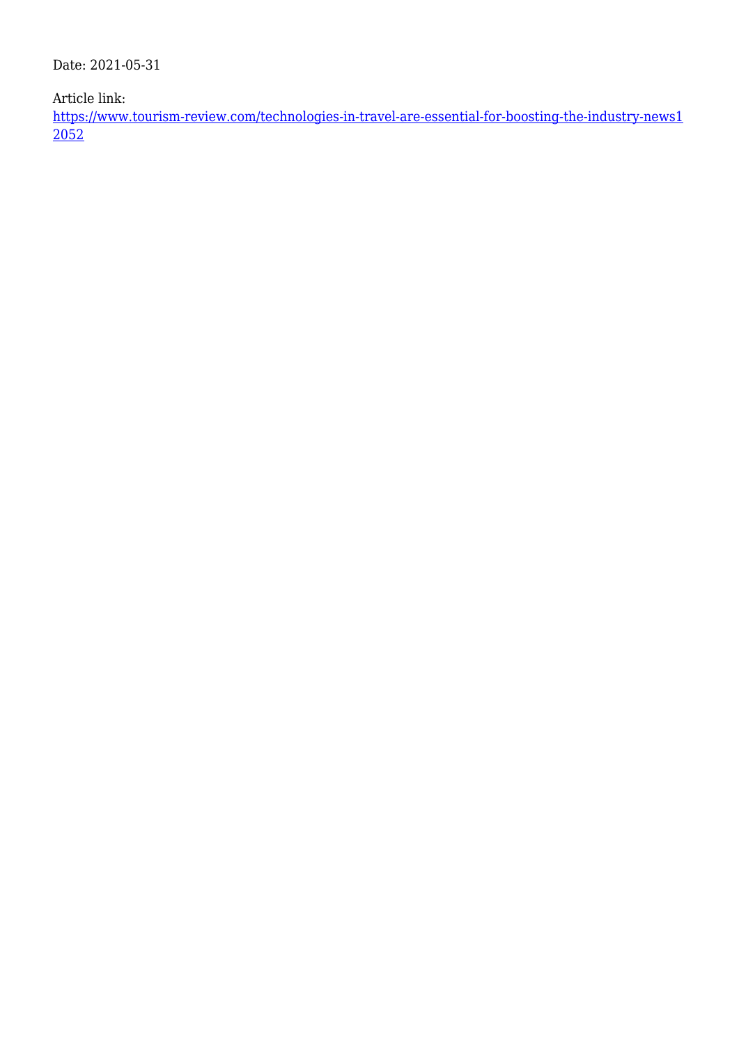Date: 2021-05-31

Article link:
[https://www.tourism-review.com/technologies-in-travel-are-essential-for-boosting-the-industry-news12052](https://www.tourism-review.com/technologies-in-travel-are-essential-for-boosting-the-industry-news12052)